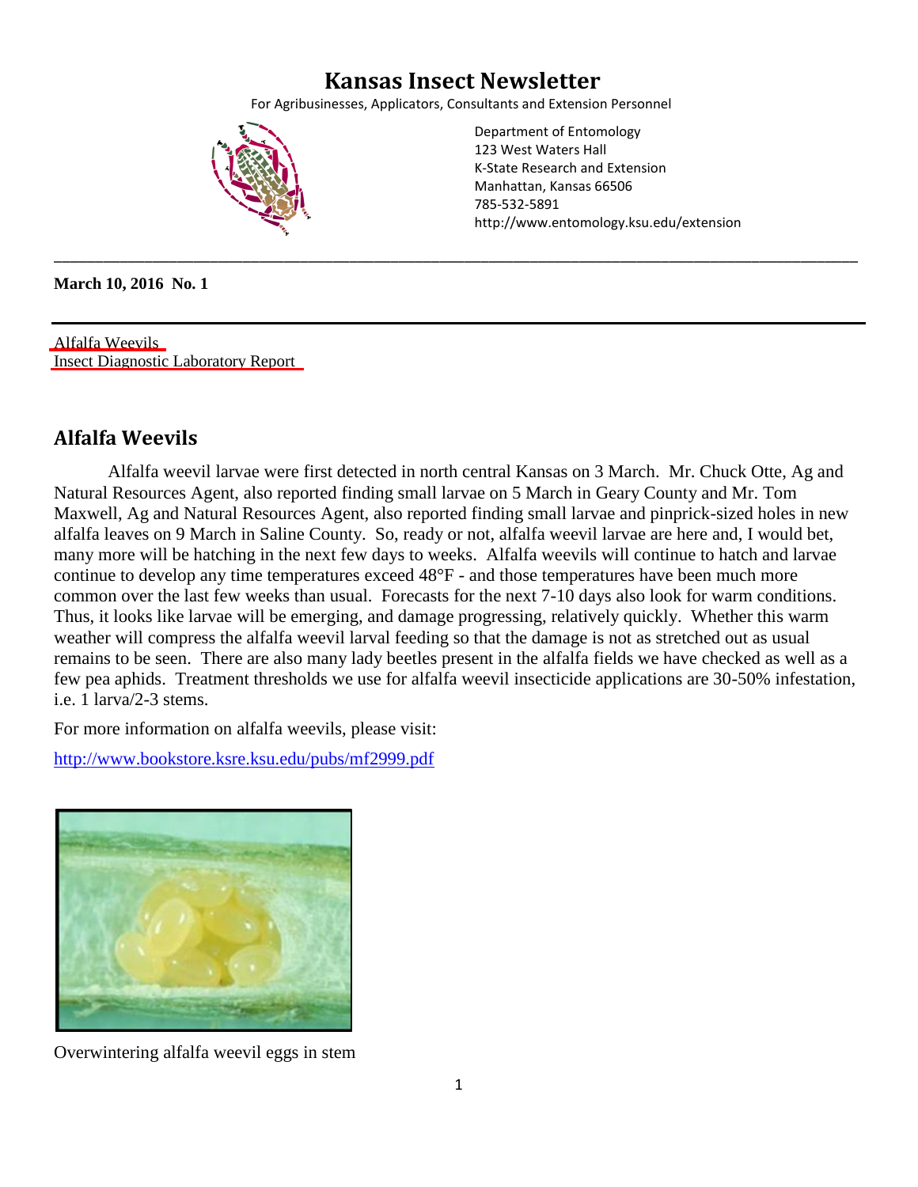# Kansas Insect Newsletter

For Agribusinesses, Applicators, Consultants and Extension Personnel

Department of Entomology
123 West Waters Hall
K-State Research and Extension
Manhattan, Kansas 66506
785-532-5891
http://www.entomology.ksu.edu/extension

**March 10, 2016 No. 1**

Alfalfa Weevils
Insect Diagnostic Laboratory Report

## Alfalfa Weevils

Alfalfa weevil larvae were first detected in north central Kansas on 3 March. Mr. Chuck Otte, Ag and Natural Resources Agent, also reported finding small larvae on 5 March in Geary County and Mr. Tom Maxwell, Ag and Natural Resources Agent, also reported finding small larvae and pinprick-sized holes in new alfalfa leaves on 9 March in Saline County. So, ready or not, alfalfa weevil larvae are here and, I would bet, many more will be hatching in the next few days to weeks. Alfalfa weevils will continue to hatch and larvae continue to develop any time temperatures exceed 48°F - and those temperatures have been much more common over the last few weeks than usual. Forecasts for the next 7-10 days also look for warm conditions. Thus, it looks like larvae will be emerging, and damage progressing, relatively quickly. Whether this warm weather will compress the alfalfa weevil larval feeding so that the damage is not as stretched out as usual remains to be seen. There are also many lady beetles present in the alfalfa fields we have checked as well as a few pea aphids. Treatment thresholds we use for alfalfa weevil insecticide applications are 30-50% infestation, i.e. 1 larva/2-3 stems.

For more information on alfalfa weevils, please visit:

http://www.bookstore.ksre.ksu.edu/pubs/mf2999.pdf

Overwintering alfalfa weevil eggs in stem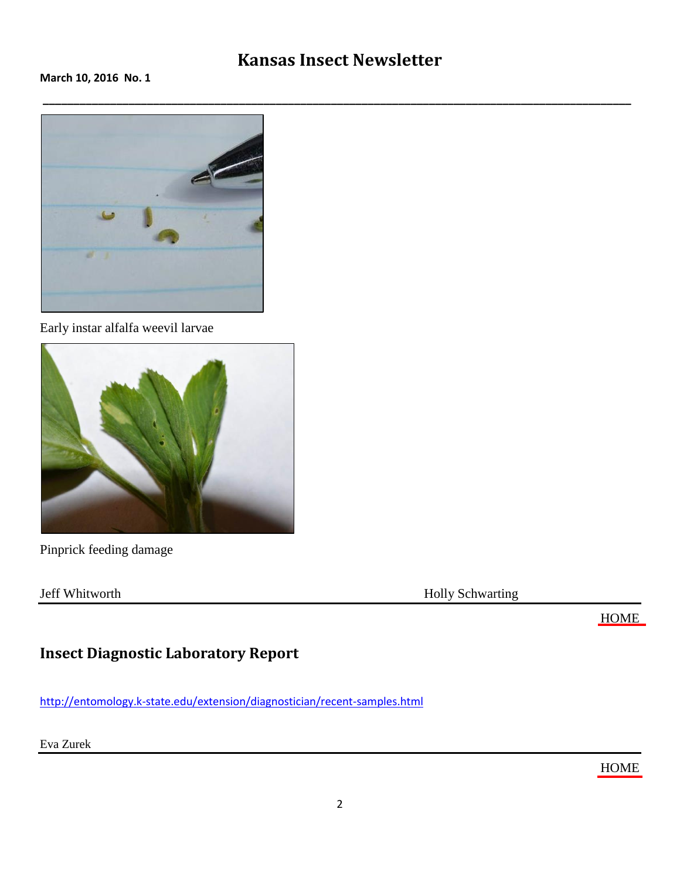Early instar alfalfa weevil larvae

Pinprick feeding damage

Jeff Whitworth Holly Schwarting

HOME

## Insect Diagnostic Laboratory Report

http://entomology.k-state.edu/extension/diagnostician/recent-samples.html

Eva Zurek

HOME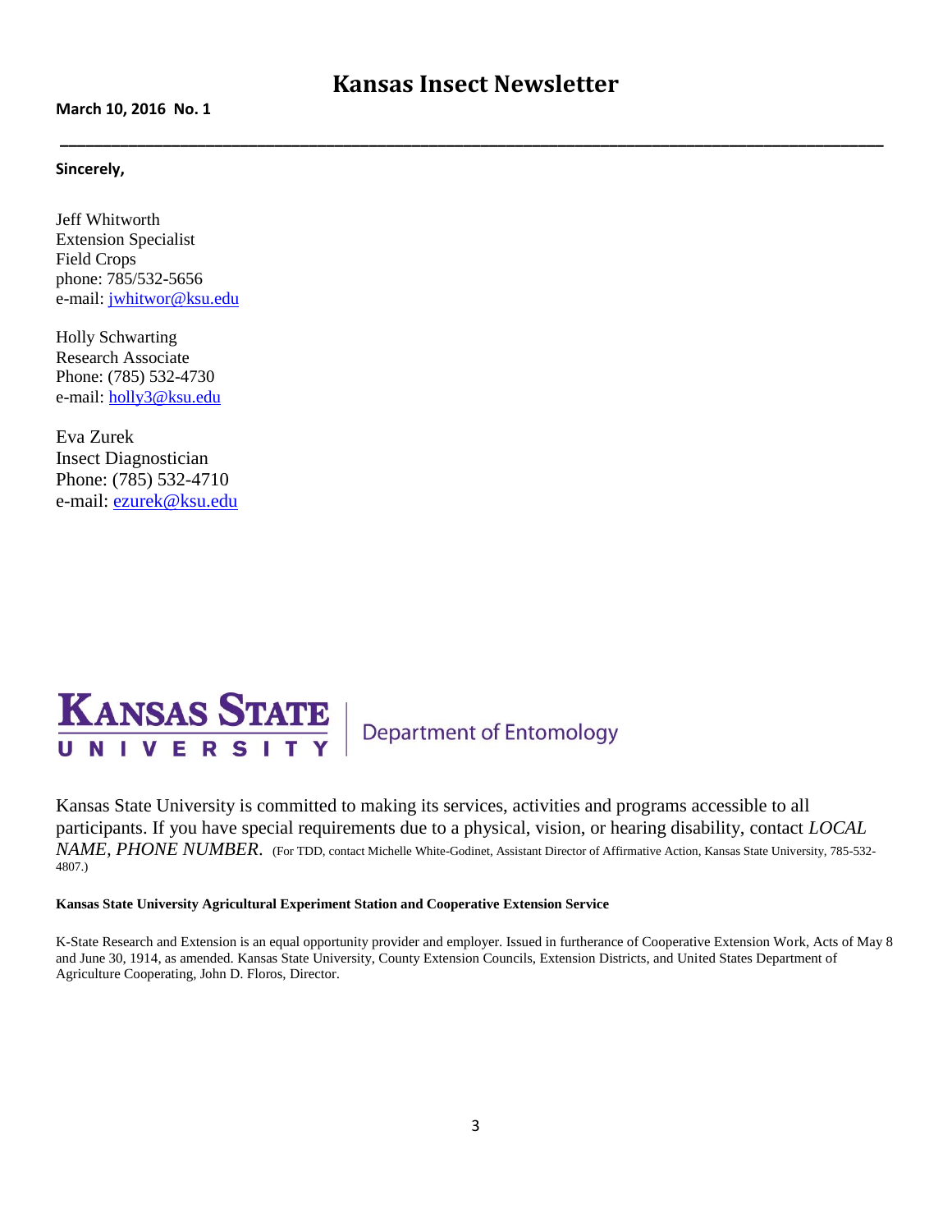**Sincerely,**

Jeff Whitworth  
Extension Specialist  
Field Crops  
phone: 785/532-5656  
e-mail: jwhitwor@ksu.edu

Holly Schwarting  
Research Associate  
Phone: (785) 532-4730  
e-mail: holly3@ksu.edu

Eva Zurek  
Insect Diagnostician  
Phone: (785) 532-4710  
e-mail: ezurek@ksu.edu

KANSAS STATE UNIVERSITY | Department of Entomology

Kansas State University is committed to making its services, activities and programs accessible to all participants. If you have special requirements due to a physical, vision, or hearing disability, contact *LOCAL NAME, PHONE NUMBER*. (For TDD, contact Michelle White-Godinet, Assistant Director of Affirmative Action, Kansas State University, 785-532-4807.)

**Kansas State University Agricultural Experiment Station and Cooperative Extension Service**

K-State Research and Extension is an equal opportunity provider and employer. Issued in furtherance of Cooperative Extension Work, Acts of May 8 and June 30, 1914, as amended. Kansas State University, County Extension Councils, Extension Districts, and United States Department of Agriculture Cooperating, John D. Floros, Director.